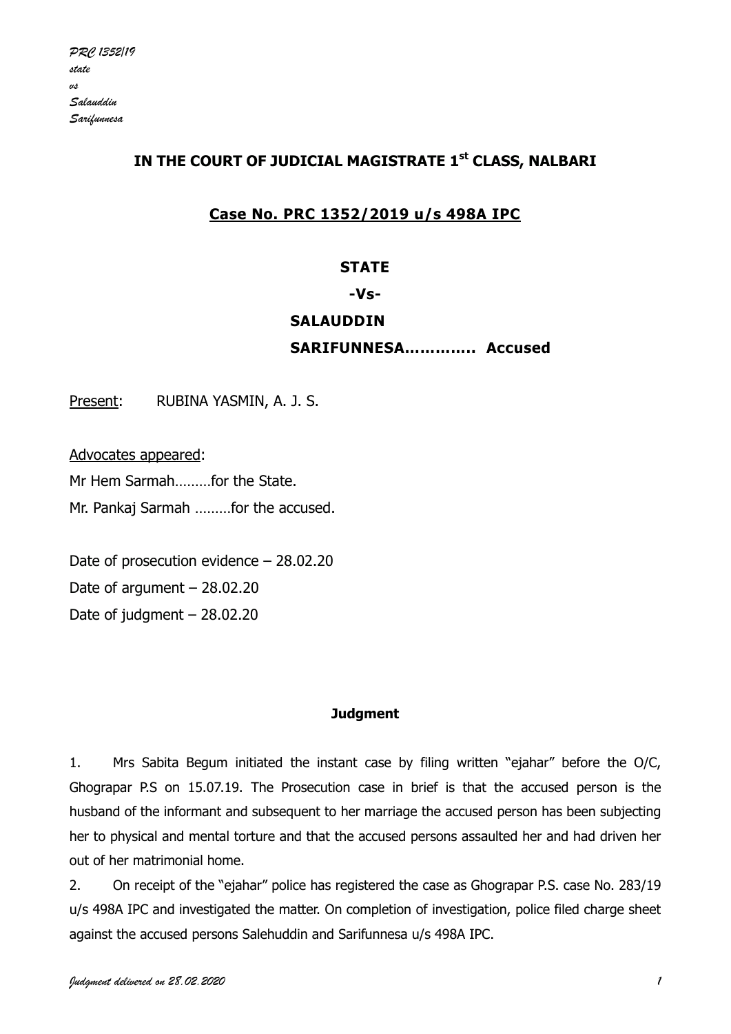# IN THE COURT OF JUDICIAL MAGISTRATE 1st CLASS, NALBARI

## Case No. PRC 1352/2019 u/s 498A IPC

**STATE**

**-Vs-**

**SALAUDDIN**

**SARIFUNNESA…………. Accused**

Present: RUBINA YASMIN, A. J. S.

Advocates appeared:

Mr Hem Sarmah………for the State.

Mr. Pankaj Sarmah ………for the accused.

Date of prosecution evidence – 28.02.20

Date of argument – 28.02.20

Date of judgment – 28.02.20

**Judgment**

1. Mrs Sabita Begum initiated the instant case by filing written "ejahar" before the O/C, Ghograpar P.S on 15.07.19. The Prosecution case in brief is that the accused person is the husband of the informant and subsequent to her marriage the accused person has been subjecting her to physical and mental torture and that the accused persons assaulted her and had driven her out of her matrimonial home.

2. On receipt of the "ejahar" police has registered the case as Ghograpar P.S. case No. 283/19 u/s 498A IPC and investigated the matter. On completion of investigation, police filed charge sheet against the accused persons Salehuddin and Sarifunnesa u/s 498A IPC.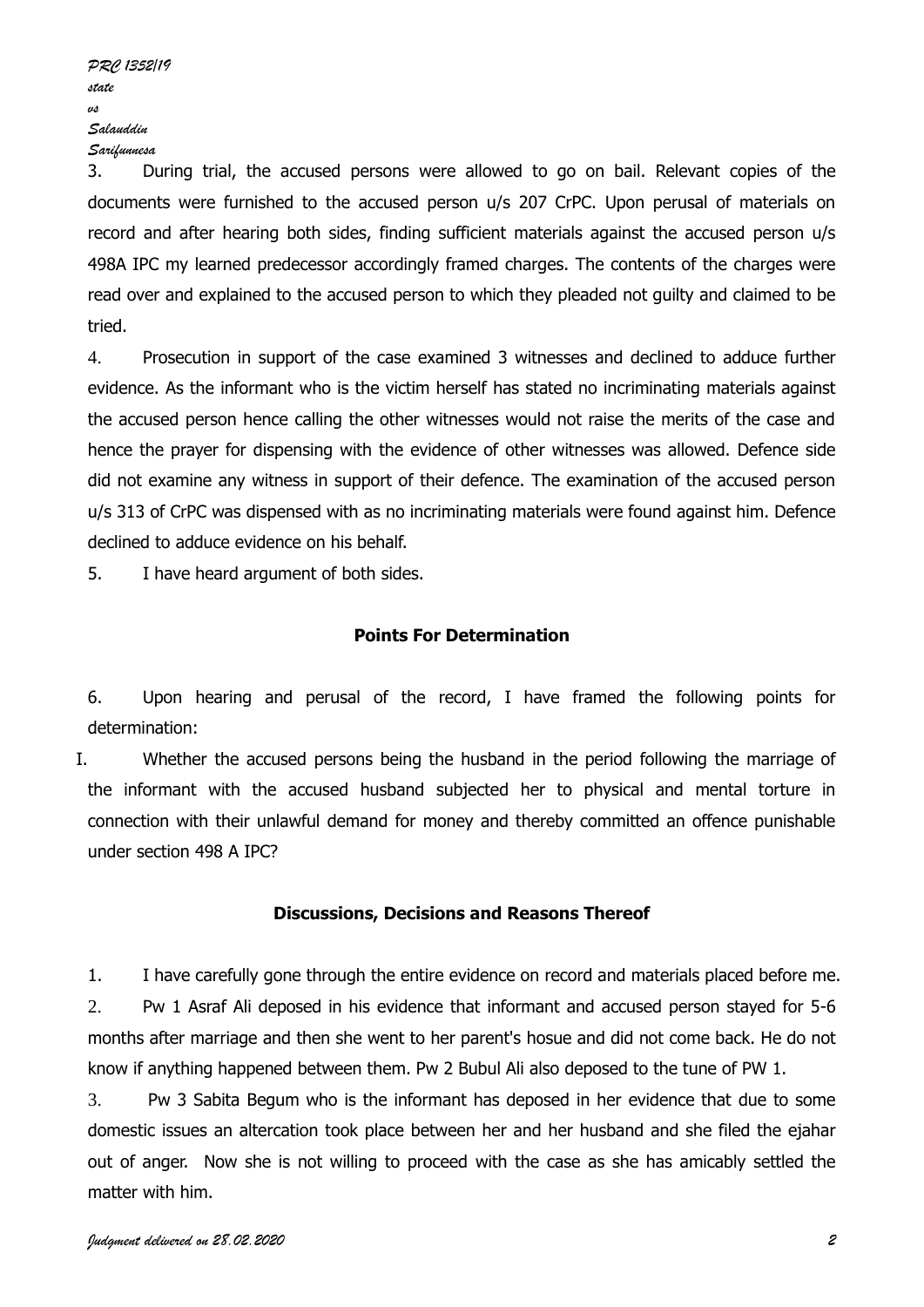3. During trial, the accused persons were allowed to go on bail. Relevant copies of the documents were furnished to the accused person u/s 207 CrPC. Upon perusal of materials on record and after hearing both sides, finding sufficient materials against the accused person u/s 498A IPC my learned predecessor accordingly framed charges. The contents of the charges were read over and explained to the accused person to which they pleaded not guilty and claimed to be tried.

4. Prosecution in support of the case examined 3 witnesses and declined to adduce further evidence. As the informant who is the victim herself has stated no incriminating materials against the accused person hence calling the other witnesses would not raise the merits of the case and hence the prayer for dispensing with the evidence of other witnesses was allowed. Defence side did not examine any witness in support of their defence. The examination of the accused person u/s 313 of CrPC was dispensed with as no incriminating materials were found against him. Defence declined to adduce evidence on his behalf.

5. I have heard argument of both sides.

**Points For Determination**

6. Upon hearing and perusal of the record, I have framed the following points for determination:

I. Whether the accused persons being the husband in the period following the marriage of the informant with the accused husband subjected her to physical and mental torture in connection with their unlawful demand for money and thereby committed an offence punishable under section 498 A IPC?

**Discussions, Decisions and Reasons Thereof**

1. I have carefully gone through the entire evidence on record and materials placed before me.

2. Pw 1 Asraf Ali deposed in his evidence that informant and accused person stayed for 5-6 months after marriage and then she went to her parent's hosue and did not come back. He do not know if anything happened between them. Pw 2 Bubul Ali also deposed to the tune of PW 1.

3. Pw 3 Sabita Begum who is the informant has deposed in her evidence that due to some domestic issues an altercation took place between her and her husband and she filed the ejahar out of anger. Now she is not willing to proceed with the case as she has amicably settled the matter with him.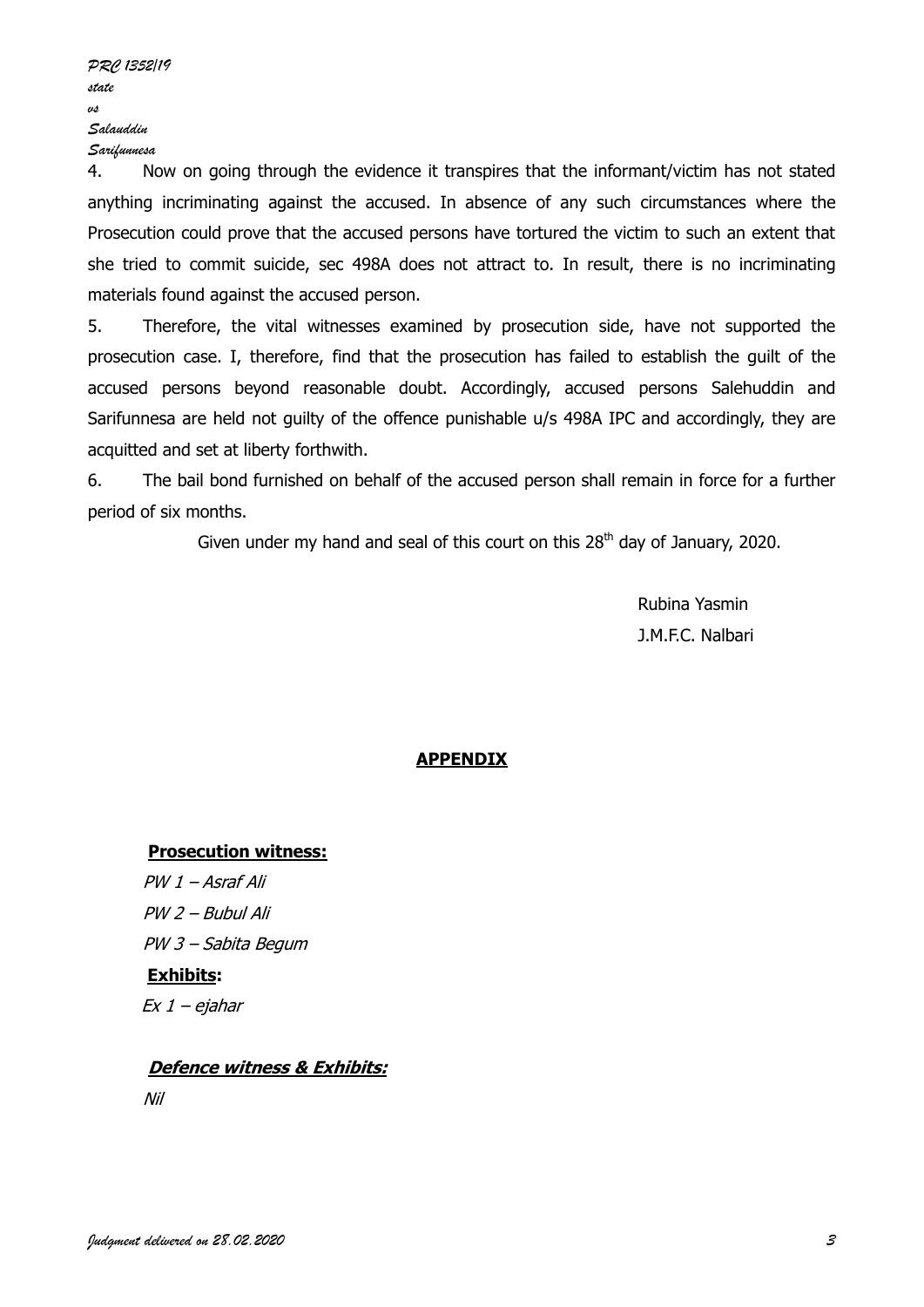4. Now on going through the evidence it transpires that the informant/victim has not stated anything incriminating against the accused. In absence of any such circumstances where the Prosecution could prove that the accused persons have tortured the victim to such an extent that she tried to commit suicide, sec 498A does not attract to. In result, there is no incriminating materials found against the accused person.

5. Therefore, the vital witnesses examined by prosecution side, have not supported the prosecution case. I, therefore, find that the prosecution has failed to establish the guilt of the accused persons beyond reasonable doubt. Accordingly, accused persons Salehuddin and Sarifunnesa are held not guilty of the offence punishable u/s 498A IPC and accordingly, they are acquitted and set at liberty forthwith.

6. The bail bond furnished on behalf of the accused person shall remain in force for a further period of six months.

Given under my hand and seal of this court on this 28th day of January, 2020.

Rubina Yasmin
J.M.F.C. Nalbari

## APPENDIX

**Prosecution witness:**

*PW 1 – Asraf Ali*
*PW 2 – Bubul Ali*
*PW 3 – Sabita Begum*

**Exhibits:**

*Ex 1 – ejahar*

***Defence witness & Exhibits:***

*Nil*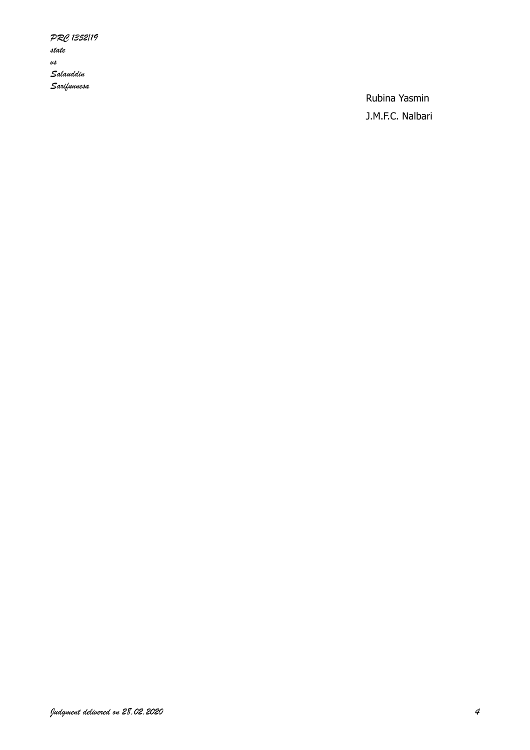Rubina Yasmin

J.M.F.C. Nalbari